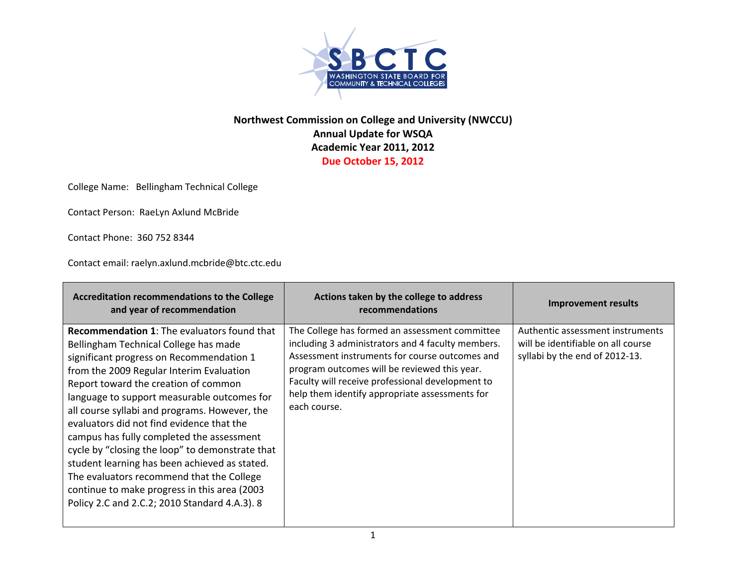**Northwest Commission on College and University (NWCCU)**
**Annual Update for WSQA**
**Academic Year 2011, 2012**
**Due October 15, 2012**

College Name: Bellingham Technical College

Contact Person: RaeLyn Axlund McBride

Contact Phone: 360 752 8344

Contact email: raelyn.axlund.mcbride@btc.ctc.edu

| Accreditation recommendations to the College and year of recommendation | Actions taken by the college to address recommendations | Improvement results |
|---|---|---|
| **Recommendation 1**: The evaluators found that Bellingham Technical College has made significant progress on Recommendation 1 from the 2009 Regular Interim Evaluation Report toward the creation of common language to support measurable outcomes for all course syllabi and programs. However, the evaluators did not find evidence that the campus has fully completed the assessment cycle by "closing the loop" to demonstrate that student learning has been achieved as stated. The evaluators recommend that the College continue to make progress in this area (2003 Policy 2.C and 2.C.2; 2010 Standard 4.A.3). 8 | The College has formed an assessment committee including 3 administrators and 4 faculty members. Assessment instruments for course outcomes and program outcomes will be reviewed this year. Faculty will receive professional development to help them identify appropriate assessments for each course. | Authentic assessment instruments will be identifiable on all course syllabi by the end of 2012-13. |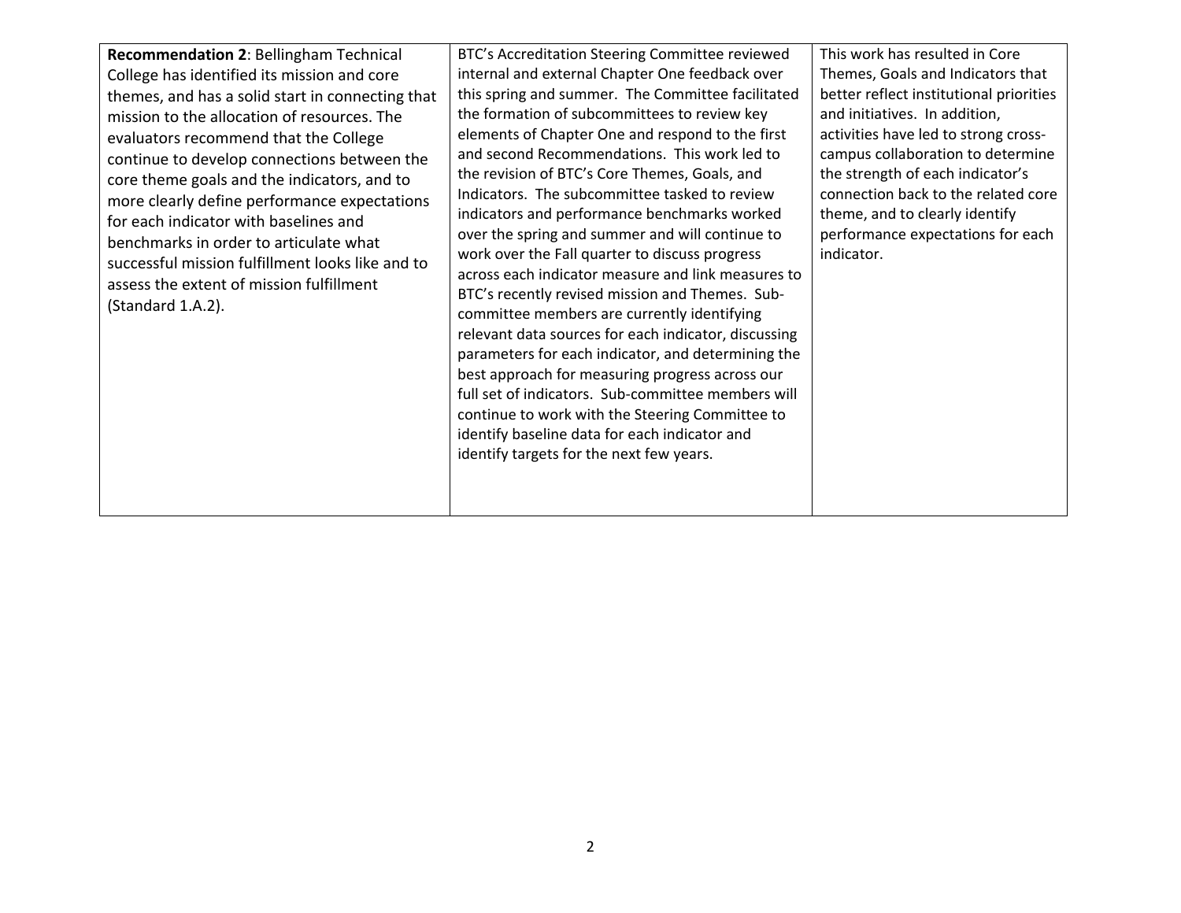| | | |
|---|---|---|
| **Recommendation 2**: Bellingham Technical College has identified its mission and core themes, and has a solid start in connecting that mission to the allocation of resources. The evaluators recommend that the College continue to develop connections between the core theme goals and the indicators, and to more clearly define performance expectations for each indicator with baselines and benchmarks in order to articulate what successful mission fulfillment looks like and to assess the extent of mission fulfillment (Standard 1.A.2). | BTC's Accreditation Steering Committee reviewed internal and external Chapter One feedback over this spring and summer. The Committee facilitated the formation of subcommittees to review key elements of Chapter One and respond to the first and second Recommendations. This work led to the revision of BTC's Core Themes, Goals, and Indicators. The subcommittee tasked to review indicators and performance benchmarks worked over the spring and summer and will continue to work over the Fall quarter to discuss progress across each indicator measure and link measures to BTC's recently revised mission and Themes. Sub-committee members are currently identifying relevant data sources for each indicator, discussing parameters for each indicator, and determining the best approach for measuring progress across our full set of indicators. Sub-committee members will continue to work with the Steering Committee to identify baseline data for each indicator and identify targets for the next few years. | This work has resulted in Core Themes, Goals and Indicators that better reflect institutional priorities and initiatives. In addition, activities have led to strong cross-campus collaboration to determine the strength of each indicator's connection back to the related core theme, and to clearly identify performance expectations for each indicator. |